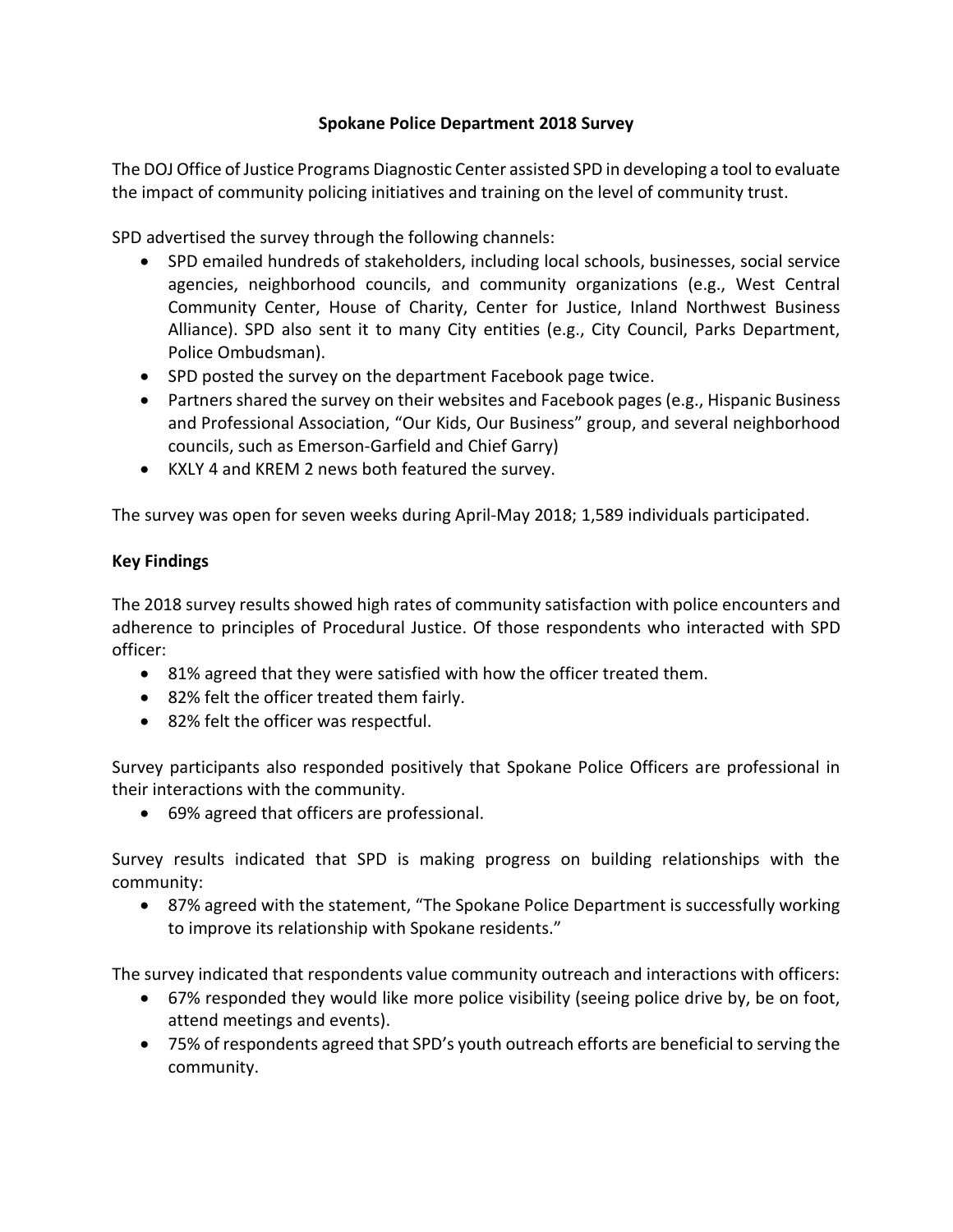# Spokane Police Department 2018 Survey

The DOJ Office of Justice Programs Diagnostic Center assisted SPD in developing a tool to evaluate the impact of community policing initiatives and training on the level of community trust.

SPD advertised the survey through the following channels:

- SPD emailed hundreds of stakeholders, including local schools, businesses, social service agencies, neighborhood councils, and community organizations (e.g., West Central Community Center, House of Charity, Center for Justice, Inland Northwest Business Alliance). SPD also sent it to many City entities (e.g., City Council, Parks Department, Police Ombudsman).
- SPD posted the survey on the department Facebook page twice.
- Partners shared the survey on their websites and Facebook pages (e.g., Hispanic Business and Professional Association, "Our Kids, Our Business" group, and several neighborhood councils, such as Emerson-Garfield and Chief Garry)
- KXLY 4 and KREM 2 news both featured the survey.

The survey was open for seven weeks during April-May 2018; 1,589 individuals participated.

## Key Findings

The 2018 survey results showed high rates of community satisfaction with police encounters and adherence to principles of Procedural Justice. Of those respondents who interacted with SPD officer:

- 81% agreed that they were satisfied with how the officer treated them.
- 82% felt the officer treated them fairly.
- 82% felt the officer was respectful.

Survey participants also responded positively that Spokane Police Officers are professional in their interactions with the community.

- 69% agreed that officers are professional.

Survey results indicated that SPD is making progress on building relationships with the community:

- 87% agreed with the statement, "The Spokane Police Department is successfully working to improve its relationship with Spokane residents."

The survey indicated that respondents value community outreach and interactions with officers:

- 67% responded they would like more police visibility (seeing police drive by, be on foot, attend meetings and events).
- 75% of respondents agreed that SPD's youth outreach efforts are beneficial to serving the community.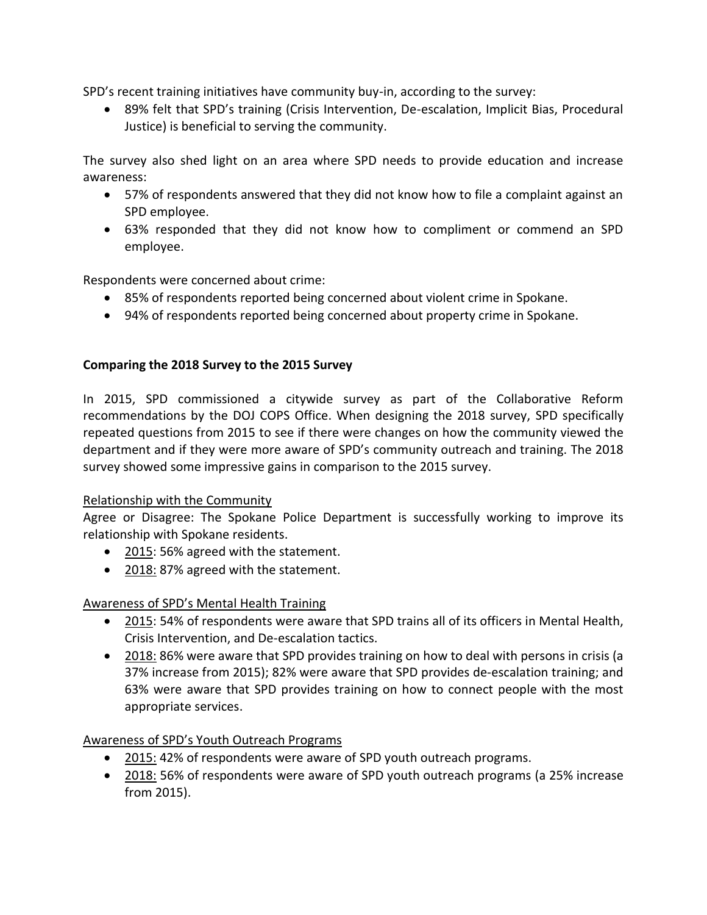SPD's recent training initiatives have community buy-in, according to the survey:

- 89% felt that SPD's training (Crisis Intervention, De-escalation, Implicit Bias, Procedural Justice) is beneficial to serving the community.

The survey also shed light on an area where SPD needs to provide education and increase awareness:

- 57% of respondents answered that they did not know how to file a complaint against an SPD employee.
- 63% responded that they did not know how to compliment or commend an SPD employee.

Respondents were concerned about crime:

- 85% of respondents reported being concerned about violent crime in Spokane.
- 94% of respondents reported being concerned about property crime in Spokane.

**Comparing the 2018 Survey to the 2015 Survey**

In 2015, SPD commissioned a citywide survey as part of the Collaborative Reform recommendations by the DOJ COPS Office. When designing the 2018 survey, SPD specifically repeated questions from 2015 to see if there were changes on how the community viewed the department and if they were more aware of SPD's community outreach and training. The 2018 survey showed some impressive gains in comparison to the 2015 survey.

<u>Relationship with the Community</u>

Agree or Disagree: The Spokane Police Department is successfully working to improve its relationship with Spokane residents.

- <u>2015</u>: 56% agreed with the statement.
- <u>2018:</u> 87% agreed with the statement.

<u>Awareness of SPD's Mental Health Training</u>

- <u>2015</u>: 54% of respondents were aware that SPD trains all of its officers in Mental Health, Crisis Intervention, and De-escalation tactics.
- <u>2018:</u> 86% were aware that SPD provides training on how to deal with persons in crisis (a 37% increase from 2015); 82% were aware that SPD provides de-escalation training; and 63% were aware that SPD provides training on how to connect people with the most appropriate services.

<u>Awareness of SPD's Youth Outreach Programs</u>

- <u>2015:</u> 42% of respondents were aware of SPD youth outreach programs.
- <u>2018:</u> 56% of respondents were aware of SPD youth outreach programs (a 25% increase from 2015).